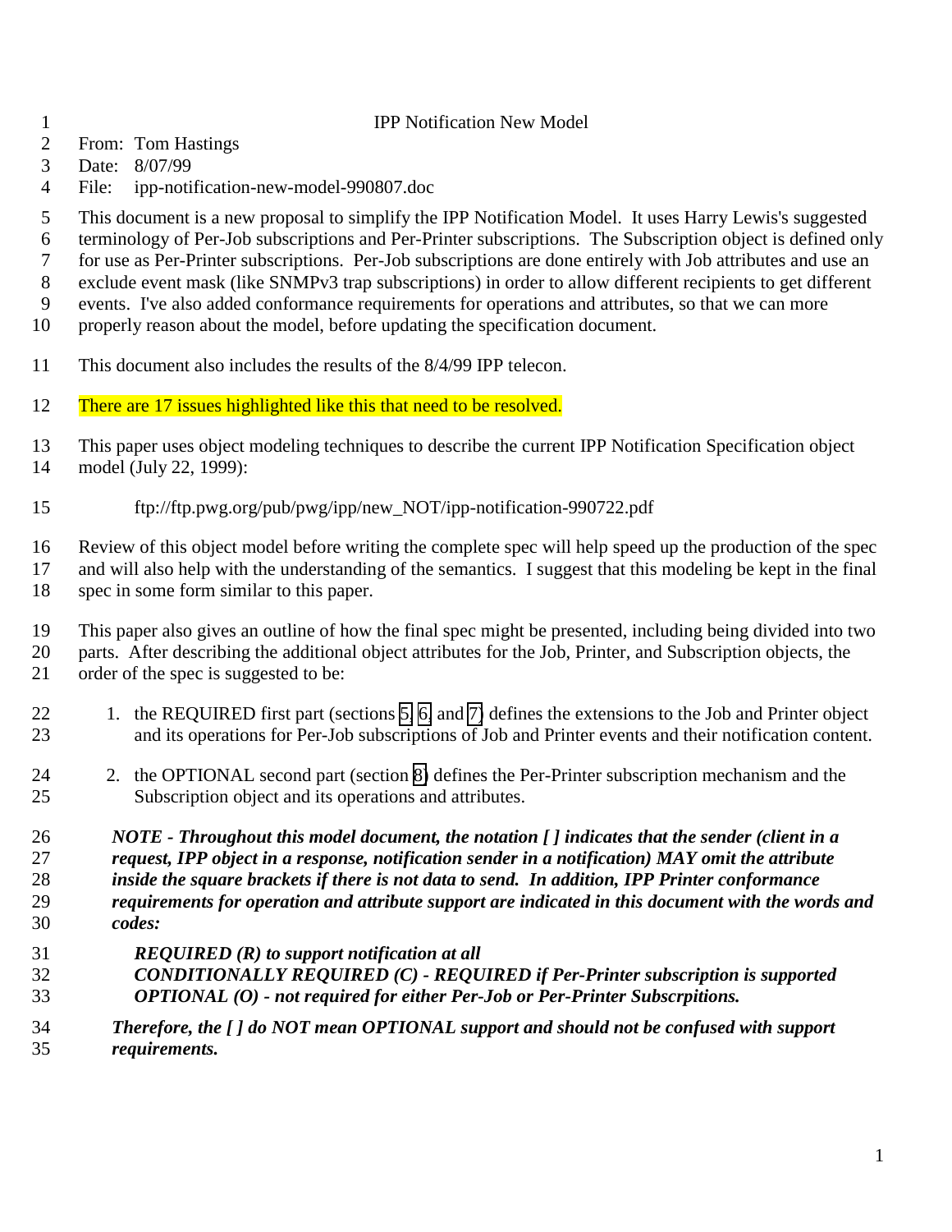# IPP Notification New Model

From: Tom Hastings
Date: 8/07/99
File: ipp-notification-new-model-990807.doc

This document is a new proposal to simplify the IPP Notification Model. It uses Harry Lewis's suggested terminology of Per-Job subscriptions and Per-Printer subscriptions. The Subscription object is defined only for use as Per-Printer subscriptions. Per-Job subscriptions are done entirely with Job attributes and use an exclude event mask (like SNMPv3 trap subscriptions) in order to allow different recipients to get different events. I've also added conformance requirements for operations and attributes, so that we can more properly reason about the model, before updating the specification document.

This document also includes the results of the 8/4/99 IPP telecon.

There are 17 issues highlighted like this that need to be resolved.

This paper uses object modeling techniques to describe the current IPP Notification Specification object model (July 22, 1999):

ftp://ftp.pwg.org/pub/pwg/ipp/new_NOT/ipp-notification-990722.pdf

Review of this object model before writing the complete spec will help speed up the production of the spec and will also help with the understanding of the semantics. I suggest that this modeling be kept in the final spec in some form similar to this paper.

This paper also gives an outline of how the final spec might be presented, including being divided into two parts. After describing the additional object attributes for the Job, Printer, and Subscription objects, the order of the spec is suggested to be:

1. the REQUIRED first part (sections 5, 6, and 7) defines the extensions to the Job and Printer object and its operations for Per-Job subscriptions of Job and Printer events and their notification content.

2. the OPTIONAL second part (section 8) defines the Per-Printer subscription mechanism and the Subscription object and its operations and attributes.

> ***NOTE - Throughout this model document, the notation [ ] indicates that the sender (client in a request, IPP object in a response, notification sender in a notification) MAY omit the attribute inside the square brackets if there is not data to send. In addition, IPP Printer conformance requirements for operation and attribute support are indicated in this document with the words and codes:***
>
> ***REQUIRED (R) to support notification at all***
> ***CONDITIONALLY REQUIRED (C) - REQUIRED if Per-Printer subscription is supported***
> ***OPTIONAL (O) - not required for either Per-Job or Per-Printer Subscrpitions.***
>
> ***Therefore, the [ ] do NOT mean OPTIONAL support and should not be confused with support requirements.***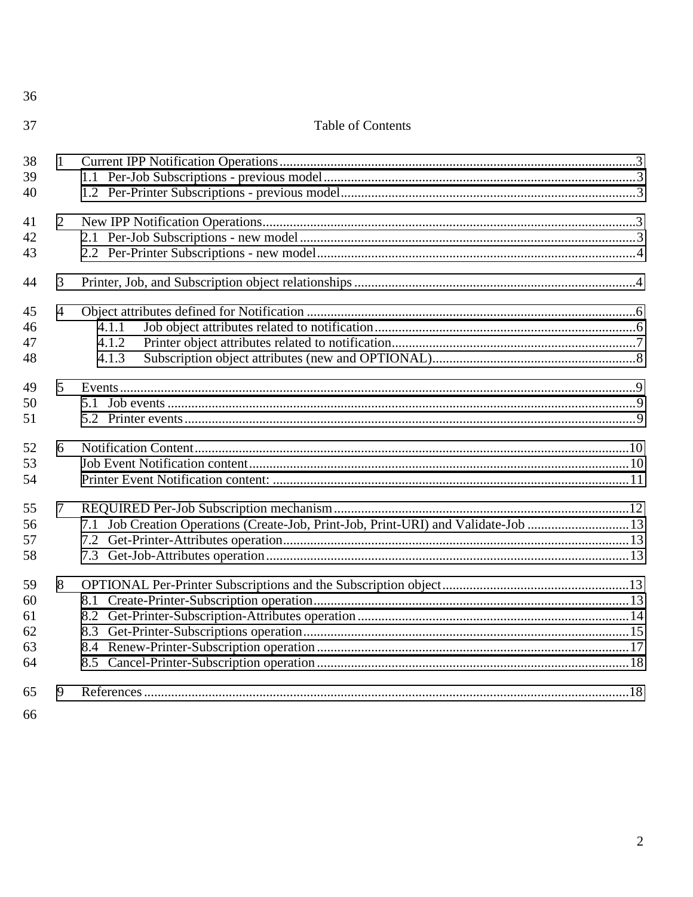# Table of Contents

1 Current IPP Notification Operations ... 3
  1.1 Per-Job Subscriptions - previous model ... 3
  1.2 Per-Printer Subscriptions - previous model ... 3

2 New IPP Notification Operations ... 3
  2.1 Per-Job Subscriptions - new model ... 3
  2.2 Per-Printer Subscriptions - new model ... 4

3 Printer, Job, and Subscription object relationships ... 4

4 Object attributes defined for Notification ... 6
    4.1.1 Job object attributes related to notification ... 6
    4.1.2 Printer object attributes related to notification ... 7
    4.1.3 Subscription object attributes (new and OPTIONAL) ... 8

5 Events ... 9
  5.1 Job events ... 9
  5.2 Printer events ... 9

6 Notification Content ... 10
  Job Event Notification content ... 10
  Printer Event Notification content: ... 11

7 REQUIRED Per-Job Subscription mechanism ... 12
  7.1 Job Creation Operations (Create-Job, Print-Job, Print-URI) and Validate-Job ... 13
  7.2 Get-Printer-Attributes operation ... 13
  7.3 Get-Job-Attributes operation ... 13

8 OPTIONAL Per-Printer Subscriptions and the Subscription object ... 13
  8.1 Create-Printer-Subscription operation ... 13
  8.2 Get-Printer-Subscription-Attributes operation ... 14
  8.3 Get-Printer-Subscriptions operation ... 15
  8.4 Renew-Printer-Subscription operation ... 17
  8.5 Cancel-Printer-Subscription operation ... 18

9 References ... 18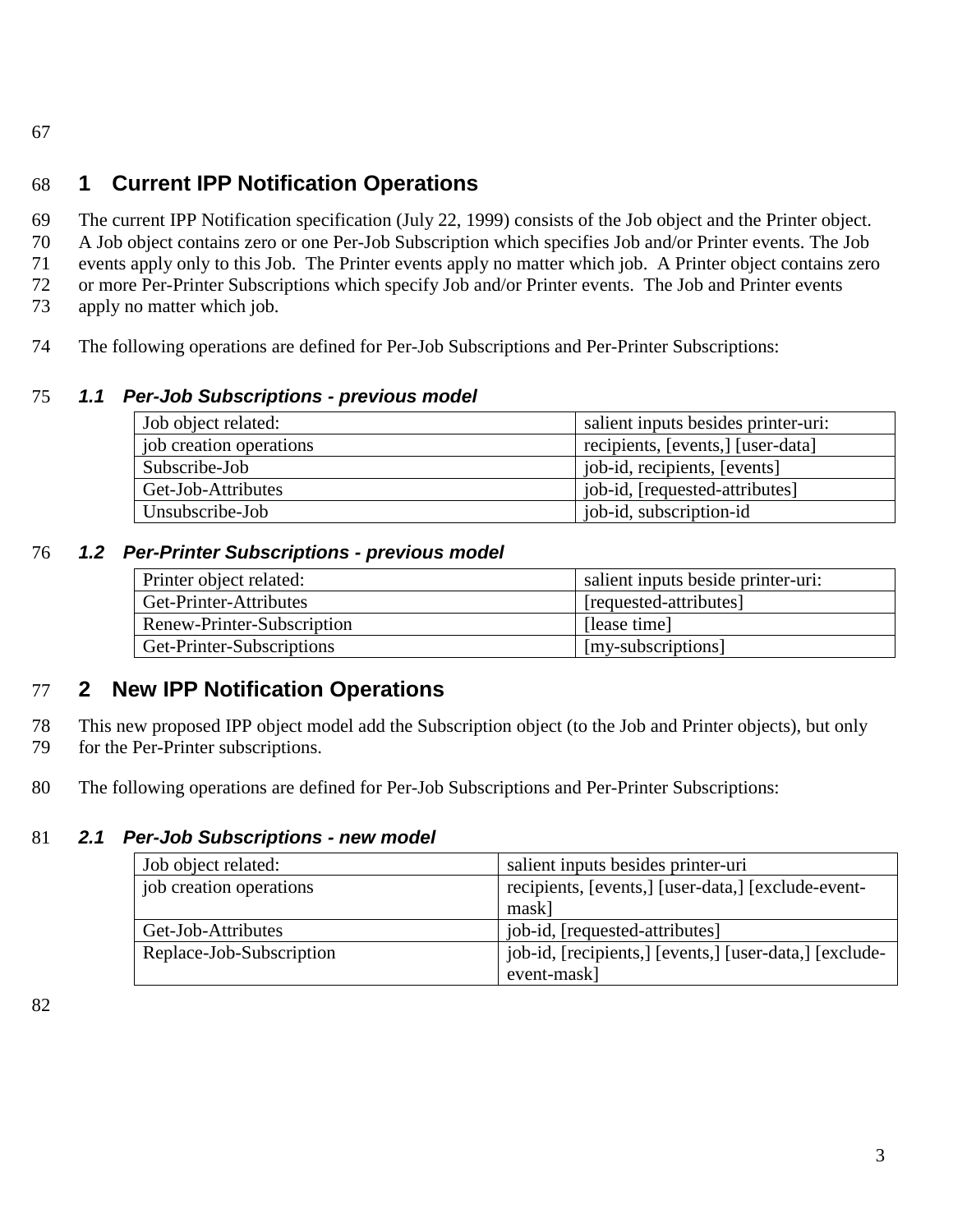# 1 Current IPP Notification Operations

The current IPP Notification specification (July 22, 1999) consists of the Job object and the Printer object. A Job object contains zero or one Per-Job Subscription which specifies Job and/or Printer events. The Job events apply only to this Job. The Printer events apply no matter which job. A Printer object contains zero or more Per-Printer Subscriptions which specify Job and/or Printer events. The Job and Printer events apply no matter which job.

The following operations are defined for Per-Job Subscriptions and Per-Printer Subscriptions:

### *1.1 Per-Job Subscriptions - previous model*

| Job object related: | salient inputs besides printer-uri: |
|---|---|
| job creation operations | recipients, [events,] [user-data] |
| Subscribe-Job | job-id, recipients, [events] |
| Get-Job-Attributes | job-id, [requested-attributes] |
| Unsubscribe-Job | job-id, subscription-id |

### *1.2 Per-Printer Subscriptions - previous model*

| Printer object related: | salient inputs beside printer-uri: |
|---|---|
| Get-Printer-Attributes | [requested-attributes] |
| Renew-Printer-Subscription | [lease time] |
| Get-Printer-Subscriptions | [my-subscriptions] |

# 2 New IPP Notification Operations

This new proposed IPP object model add the Subscription object (to the Job and Printer objects), but only for the Per-Printer subscriptions.

The following operations are defined for Per-Job Subscriptions and Per-Printer Subscriptions:

### *2.1 Per-Job Subscriptions - new model*

| Job object related: | salient inputs besides printer-uri |
|---|---|
| job creation operations | recipients, [events,] [user-data,] [exclude-event-mask] |
| Get-Job-Attributes | job-id, [requested-attributes] |
| Replace-Job-Subscription | job-id, [recipients,] [events,] [user-data,] [exclude-event-mask] |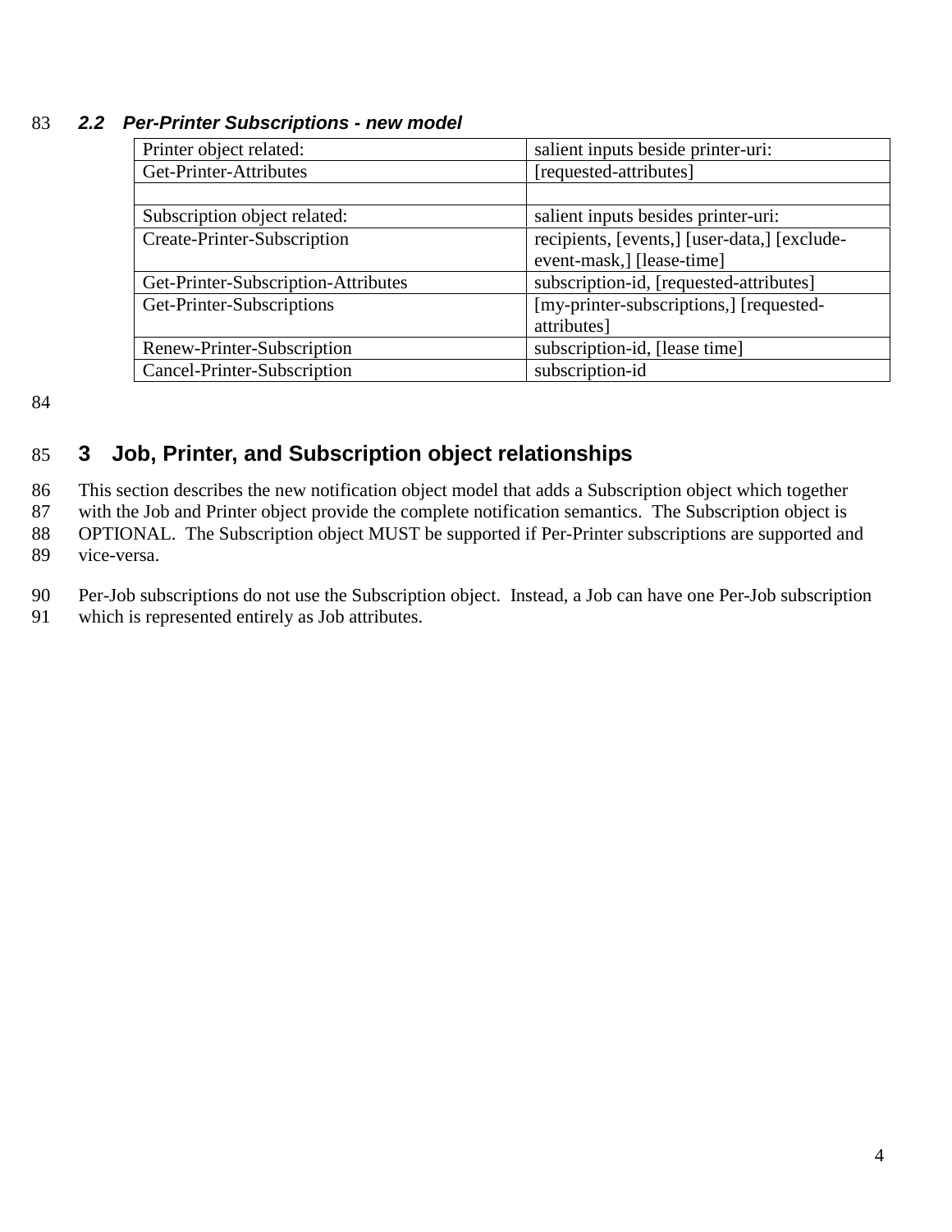### 2.2 Per-Printer Subscriptions - new model

| Printer object related: | salient inputs beside printer-uri: |
|---|---|
| Get-Printer-Attributes | [requested-attributes] |
| | |
| Subscription object related: | salient inputs besides printer-uri: |
| Create-Printer-Subscription | recipients, [events,] [user-data,] [exclude-event-mask,] [lease-time] |
| Get-Printer-Subscription-Attributes | subscription-id, [requested-attributes] |
| Get-Printer-Subscriptions | [my-printer-subscriptions,] [requested-attributes] |
| Renew-Printer-Subscription | subscription-id, [lease time] |
| Cancel-Printer-Subscription | subscription-id |

# 3 Job, Printer, and Subscription object relationships

This section describes the new notification object model that adds a Subscription object which together with the Job and Printer object provide the complete notification semantics. The Subscription object is OPTIONAL. The Subscription object MUST be supported if Per-Printer subscriptions are supported and vice-versa.

Per-Job subscriptions do not use the Subscription object. Instead, a Job can have one Per-Job subscription which is represented entirely as Job attributes.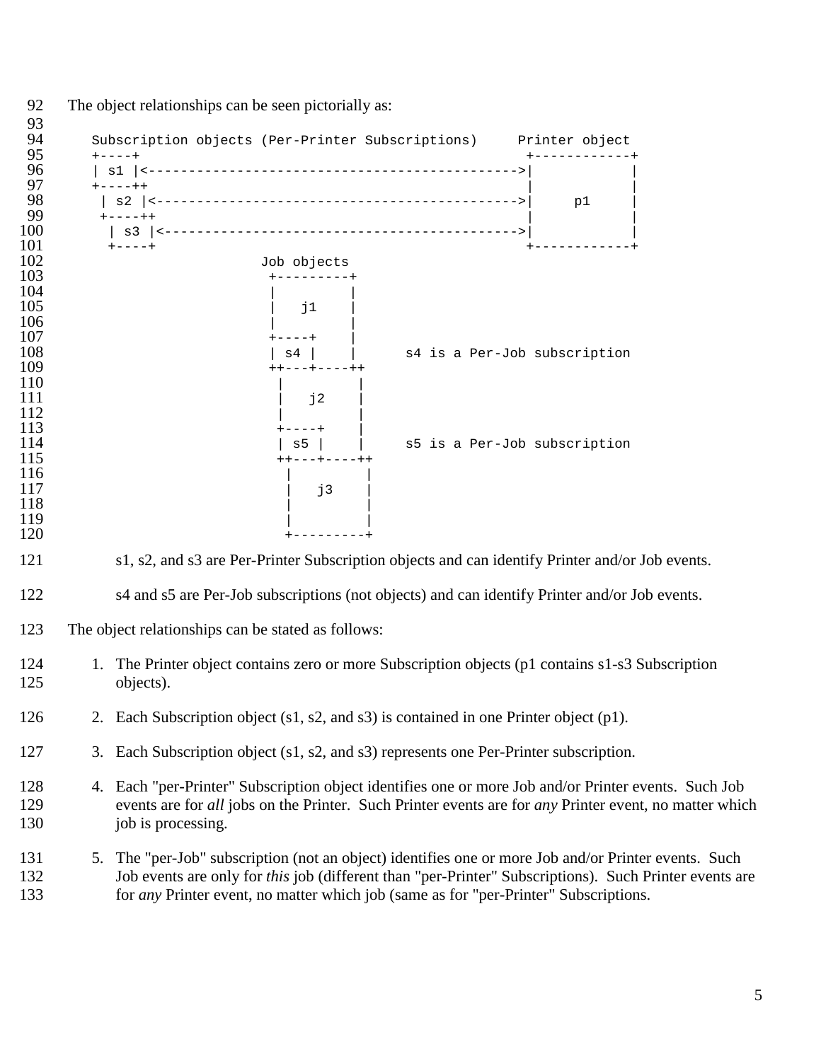The object relationships can be seen pictorially as:

```
   Subscription objects (Per-Printer Subscriptions)     Printer object
   +----+                                                +------------+
   | s1 |<---------------------------------------------->|            |
   +----++                                               |            |
    | s2 |<--------------------------------------------->|     p1     |
    +----++                                              |            |
     | s3 |<-------------------------------------------->|            |
     +----+                                              +------------+
                        Job objects
                         +---------+
                         |         |
                         |   j1    |
                         |         |
                         +----+    |
                         | s4 |    |      s4 is a Per-Job subscription
                         ++---+----++
                          |         |
                          |   j2    |
                          |         |
                          +----+    |
                          | s5 |    |     s5 is a Per-Job subscription
                          ++---+----++
                           |         |
                           |   j3    |
                           |         |
                           |         |
                           +---------+
```

s1, s2, and s3 are Per-Printer Subscription objects and can identify Printer and/or Job events.

s4 and s5 are Per-Job subscriptions (not objects) and can identify Printer and/or Job events.

The object relationships can be stated as follows:

1. The Printer object contains zero or more Subscription objects (p1 contains s1-s3 Subscription objects).
2. Each Subscription object (s1, s2, and s3) is contained in one Printer object (p1).
3. Each Subscription object (s1, s2, and s3) represents one Per-Printer subscription.
4. Each "per-Printer" Subscription object identifies one or more Job and/or Printer events. Such Job events are for *all* jobs on the Printer. Such Printer events are for *any* Printer event, no matter which job is processing.
5. The "per-Job" subscription (not an object) identifies one or more Job and/or Printer events. Such Job events are only for *this* job (different than "per-Printer" Subscriptions). Such Printer events are for *any* Printer event, no matter which job (same as for "per-Printer" Subscriptions.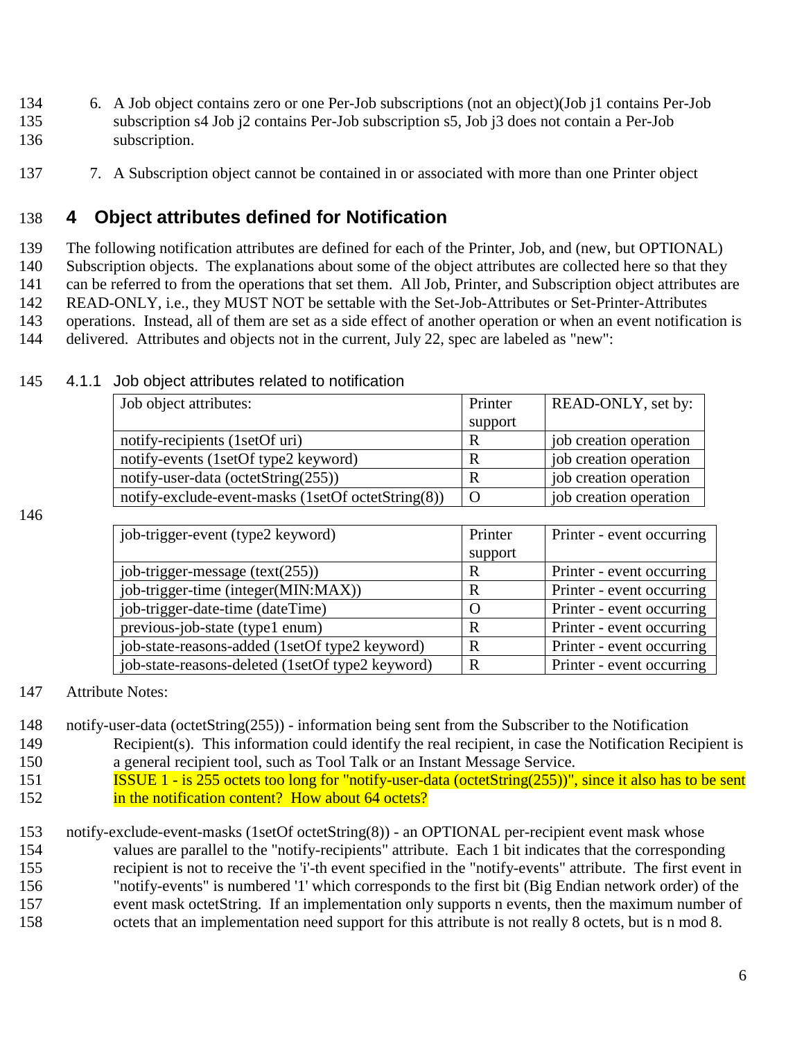6. A Job object contains zero or one Per-Job subscriptions (not an object)(Job j1 contains Per-Job subscription s4 Job j2 contains Per-Job subscription s5, Job j3 does not contain a Per-Job subscription.

7. A Subscription object cannot be contained in or associated with more than one Printer object

# 4 Object attributes defined for Notification

The following notification attributes are defined for each of the Printer, Job, and (new, but OPTIONAL) Subscription objects. The explanations about some of the object attributes are collected here so that they can be referred to from the operations that set them. All Job, Printer, and Subscription object attributes are READ-ONLY, i.e., they MUST NOT be settable with the Set-Job-Attributes or Set-Printer-Attributes operations. Instead, all of them are set as a side effect of another operation or when an event notification is delivered. Attributes and objects not in the current, July 22, spec are labeled as "new":

### 4.1.1 Job object attributes related to notification

| Job object attributes: | Printer support | READ-ONLY, set by: |
|---|---|---|
| notify-recipients (1setOf uri) | R | job creation operation |
| notify-events (1setOf type2 keyword) | R | job creation operation |
| notify-user-data (octetString(255)) | R | job creation operation |
| notify-exclude-event-masks (1setOf octetString(8)) | O | job creation operation |

| job-trigger-event (type2 keyword) | Printer support | Printer - event occurring |
|---|---|---|
| job-trigger-message (text(255)) | R | Printer - event occurring |
| job-trigger-time (integer(MIN:MAX)) | R | Printer - event occurring |
| job-trigger-date-time (dateTime) | O | Printer - event occurring |
| previous-job-state (type1 enum) | R | Printer - event occurring |
| job-state-reasons-added (1setOf type2 keyword) | R | Printer - event occurring |
| job-state-reasons-deleted (1setOf type2 keyword) | R | Printer - event occurring |

Attribute Notes:

notify-user-data (octetString(255)) - information being sent from the Subscriber to the Notification Recipient(s). This information could identify the real recipient, in case the Notification Recipient is a general recipient tool, such as Tool Talk or an Instant Message Service.
ISSUE 1 - is 255 octets too long for "notify-user-data (octetString(255))", since it also has to be sent in the notification content? How about 64 octets?

notify-exclude-event-masks (1setOf octetString(8)) - an OPTIONAL per-recipient event mask whose values are parallel to the "notify-recipients" attribute. Each 1 bit indicates that the corresponding recipient is not to receive the 'i'-th event specified in the "notify-events" attribute. The first event in "notify-events" is numbered '1' which corresponds to the first bit (Big Endian network order) of the event mask octetString. If an implementation only supports n events, then the maximum number of octets that an implementation need support for this attribute is not really 8 octets, but is n mod 8.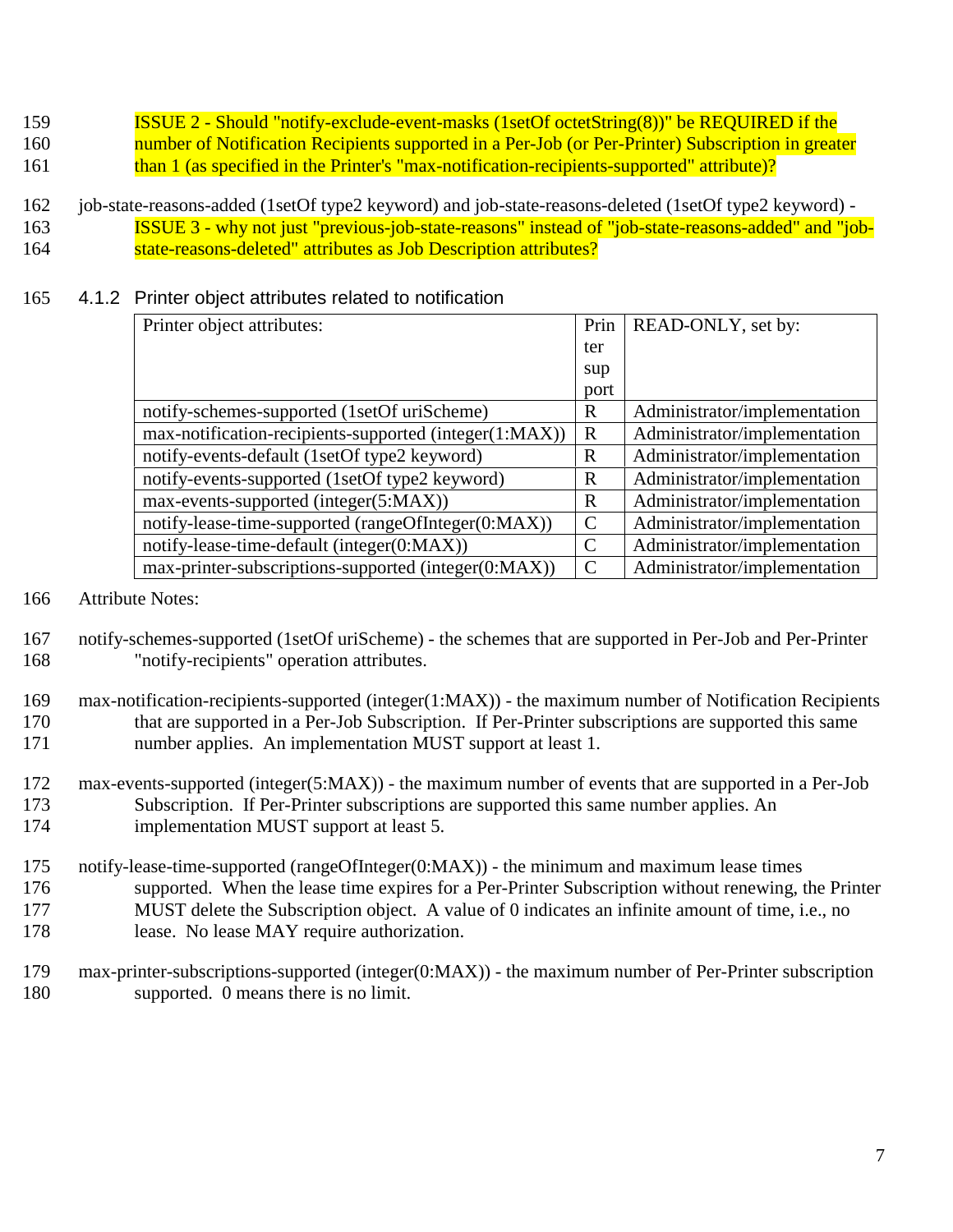159 ISSUE 2 - Should "notify-exclude-event-masks (1setOf octetString(8))" be REQUIRED if the
160 number of Notification Recipients supported in a Per-Job (or Per-Printer) Subscription in greater
161 than 1 (as specified in the Printer's "max-notification-recipients-supported" attribute)?

162 job-state-reasons-added (1setOf type2 keyword) and job-state-reasons-deleted (1setOf type2 keyword) -
163 ISSUE 3 - why not just "previous-job-state-reasons" instead of "job-state-reasons-added" and "job-
164 state-reasons-deleted" attributes as Job Description attributes?

### 165 4.1.2 Printer object attributes related to notification

| Printer object attributes: | Printer support | READ-ONLY, set by: |
|---|---|---|
| notify-schemes-supported (1setOf uriScheme) | R | Administrator/implementation |
| max-notification-recipients-supported (integer(1:MAX)) | R | Administrator/implementation |
| notify-events-default (1setOf type2 keyword) | R | Administrator/implementation |
| notify-events-supported (1setOf type2 keyword) | R | Administrator/implementation |
| max-events-supported (integer(5:MAX)) | R | Administrator/implementation |
| notify-lease-time-supported (rangeOfInteger(0:MAX)) | C | Administrator/implementation |
| notify-lease-time-default (integer(0:MAX)) | C | Administrator/implementation |
| max-printer-subscriptions-supported (integer(0:MAX)) | C | Administrator/implementation |

166 Attribute Notes:

167 notify-schemes-supported (1setOf uriScheme) - the schemes that are supported in Per-Job and Per-Printer
168 "notify-recipients" operation attributes.

169 max-notification-recipients-supported (integer(1:MAX)) - the maximum number of Notification Recipients
170 that are supported in a Per-Job Subscription. If Per-Printer subscriptions are supported this same
171 number applies. An implementation MUST support at least 1.

172 max-events-supported (integer(5:MAX)) - the maximum number of events that are supported in a Per-Job
173 Subscription. If Per-Printer subscriptions are supported this same number applies. An
174 implementation MUST support at least 5.

175 notify-lease-time-supported (rangeOfInteger(0:MAX)) - the minimum and maximum lease times
176 supported. When the lease time expires for a Per-Printer Subscription without renewing, the Printer
177 MUST delete the Subscription object. A value of 0 indicates an infinite amount of time, i.e., no
178 lease. No lease MAY require authorization.

179 max-printer-subscriptions-supported (integer(0:MAX)) - the maximum number of Per-Printer subscription
180 supported. 0 means there is no limit.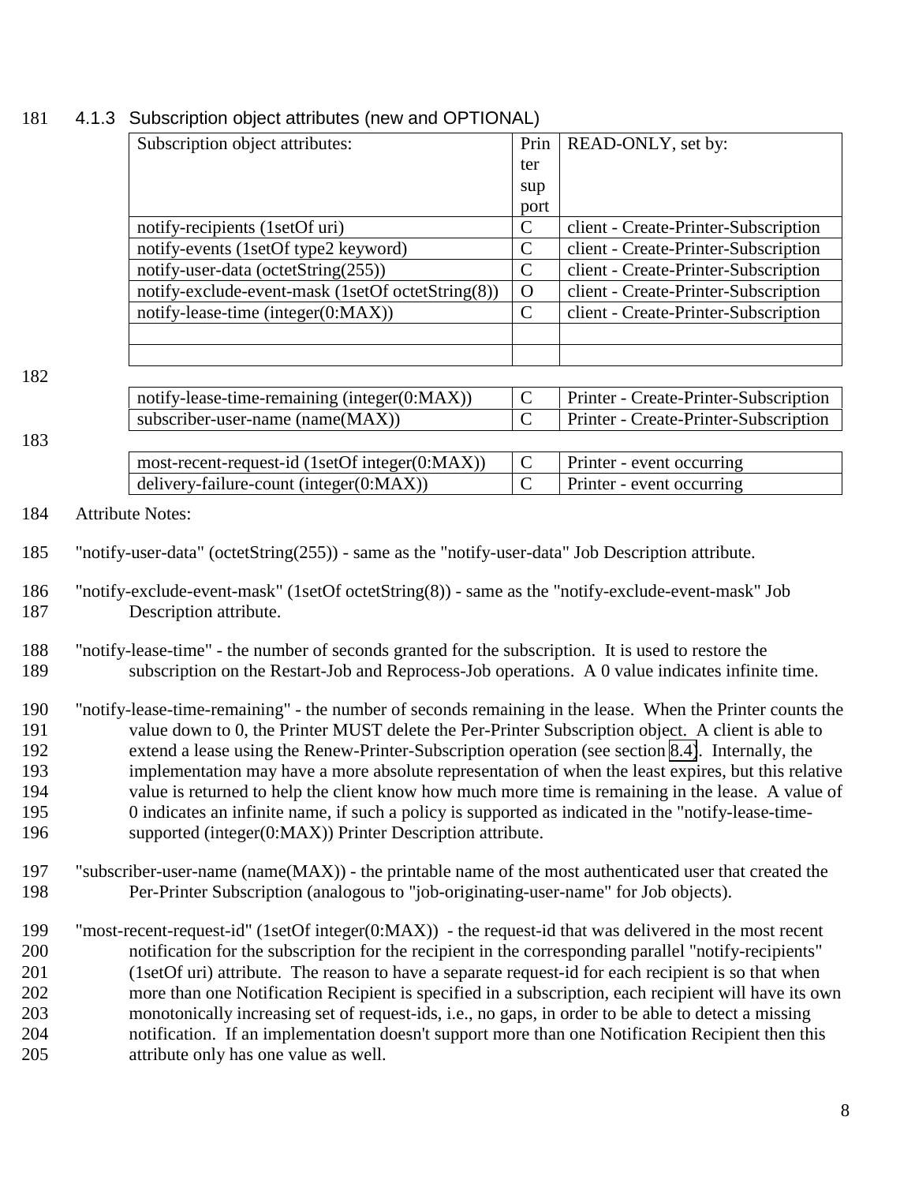### 4.1.3 Subscription object attributes (new and OPTIONAL)

| Subscription object attributes: | Printer support | READ-ONLY, set by: |
|---|---|---|
| notify-recipients (1setOf uri) | C | client - Create-Printer-Subscription |
| notify-events (1setOf type2 keyword) | C | client - Create-Printer-Subscription |
| notify-user-data (octetString(255)) | C | client - Create-Printer-Subscription |
| notify-exclude-event-mask (1setOf octetString(8)) | O | client - Create-Printer-Subscription |
| notify-lease-time (integer(0:MAX)) | C | client - Create-Printer-Subscription |
| | | |
| | | |
| notify-lease-time-remaining (integer(0:MAX)) | C | Printer - Create-Printer-Subscription |
| subscriber-user-name (name(MAX)) | C | Printer - Create-Printer-Subscription |
| most-recent-request-id (1setOf integer(0:MAX)) | C | Printer - event occurring |
| delivery-failure-count (integer(0:MAX)) | C | Printer - event occurring |

Attribute Notes:

"notify-user-data" (octetString(255)) - same as the "notify-user-data" Job Description attribute.

"notify-exclude-event-mask" (1setOf octetString(8)) - same as the "notify-exclude-event-mask" Job Description attribute.

"notify-lease-time" - the number of seconds granted for the subscription. It is used to restore the subscription on the Restart-Job and Reprocess-Job operations. A 0 value indicates infinite time.

"notify-lease-time-remaining" - the number of seconds remaining in the lease. When the Printer counts the value down to 0, the Printer MUST delete the Per-Printer Subscription object. A client is able to extend a lease using the Renew-Printer-Subscription operation (see section 8.4). Internally, the implementation may have a more absolute representation of when the least expires, but this relative value is returned to help the client know how much more time is remaining in the lease. A value of 0 indicates an infinite name, if such a policy is supported as indicated in the "notify-lease-time-supported (integer(0:MAX)) Printer Description attribute.

"subscriber-user-name (name(MAX)) - the printable name of the most authenticated user that created the Per-Printer Subscription (analogous to "job-originating-user-name" for Job objects).

"most-recent-request-id" (1setOf integer(0:MAX)) - the request-id that was delivered in the most recent notification for the subscription for the recipient in the corresponding parallel "notify-recipients" (1setOf uri) attribute. The reason to have a separate request-id for each recipient is so that when more than one Notification Recipient is specified in a subscription, each recipient will have its own monotonically increasing set of request-ids, i.e., no gaps, in order to be able to detect a missing notification. If an implementation doesn't support more than one Notification Recipient then this attribute only has one value as well.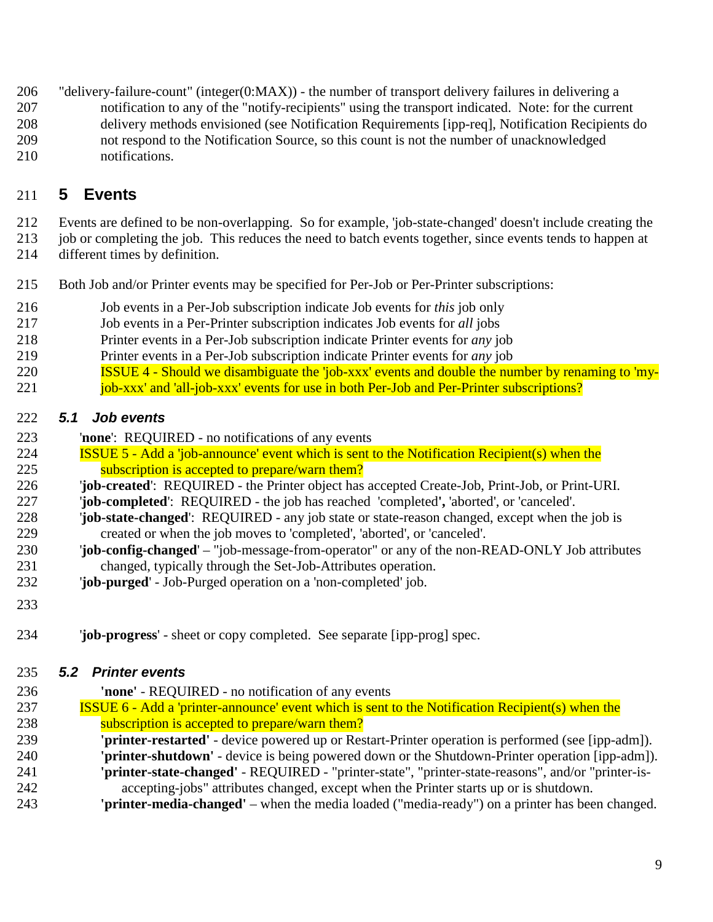"delivery-failure-count" (integer(0:MAX)) - the number of transport delivery failures in delivering a notification to any of the "notify-recipients" using the transport indicated. Note: for the current delivery methods envisioned (see Notification Requirements [ipp-req], Notification Recipients do not respond to the Notification Source, so this count is not the number of unacknowledged notifications.

# 5 Events

Events are defined to be non-overlapping. So for example, 'job-state-changed' doesn't include creating the job or completing the job. This reduces the need to batch events together, since events tends to happen at different times by definition.

Both Job and/or Printer events may be specified for Per-Job or Per-Printer subscriptions:

Job events in a Per-Job subscription indicate Job events for *this* job only
Job events in a Per-Printer subscription indicates Job events for *all* jobs
Printer events in a Per-Job subscription indicate Printer events for *any* job
Printer events in a Per-Job subscription indicate Printer events for *any* job
ISSUE 4 - Should we disambiguate the 'job-xxx' events and double the number by renaming to 'my-job-xxx' and 'all-job-xxx' events for use in both Per-Job and Per-Printer subscriptions?

## 5.1 Job events

'**none**': REQUIRED - no notifications of any events
ISSUE 5 - Add a 'job-announce' event which is sent to the Notification Recipient(s) when the subscription is accepted to prepare/warn them?
'**job-created**': REQUIRED - the Printer object has accepted Create-Job, Print-Job, or Print-URI.
'**job-completed**': REQUIRED - the job has reached 'completed'**,** 'aborted', or 'canceled'.
'**job-state-changed**': REQUIRED - any job state or state-reason changed, except when the job is created or when the job moves to 'completed', 'aborted', or 'canceled'.
'**job-config-changed**' – "job-message-from-operator" or any of the non-READ-ONLY Job attributes changed, typically through the Set-Job-Attributes operation.
'**job-purged**' - Job-Purged operation on a 'non-completed' job.

'**job-progress**' - sheet or copy completed. See separate [ipp-prog] spec.

## 5.2 Printer events

**'none'** - REQUIRED - no notification of any events
ISSUE 6 - Add a 'printer-announce' event which is sent to the Notification Recipient(s) when the subscription is accepted to prepare/warn them?
**'printer-restarted'** - device powered up or Restart-Printer operation is performed (see [ipp-adm]).
**'printer-shutdown'** - device is being powered down or the Shutdown-Printer operation [ipp-adm]).
**'printer-state-changed'** - REQUIRED - "printer-state", "printer-state-reasons", and/or "printer-is-accepting-jobs" attributes changed, except when the Printer starts up or is shutdown.
**'printer-media-changed'** – when the media loaded ("media-ready") on a printer has been changed.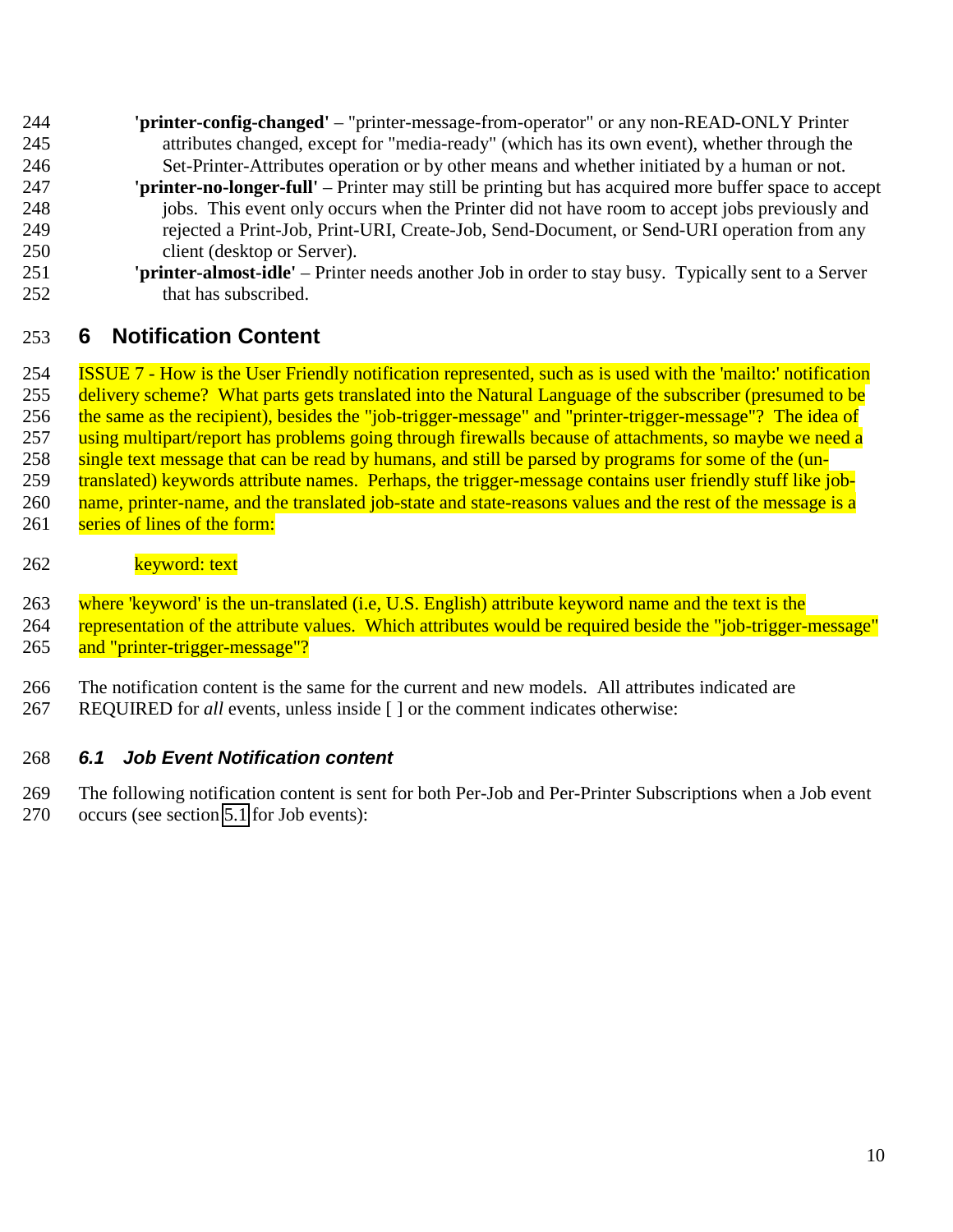**'printer-config-changed'** – "printer-message-from-operator" or any non-READ-ONLY Printer attributes changed, except for "media-ready" (which has its own event), whether through the Set-Printer-Attributes operation or by other means and whether initiated by a human or not.

**'printer-no-longer-full'** – Printer may still be printing but has acquired more buffer space to accept jobs. This event only occurs when the Printer did not have room to accept jobs previously and rejected a Print-Job, Print-URI, Create-Job, Send-Document, or Send-URI operation from any client (desktop or Server).

**'printer-almost-idle'** – Printer needs another Job in order to stay busy. Typically sent to a Server that has subscribed.

# 6 Notification Content

ISSUE 7 - How is the User Friendly notification represented, such as is used with the 'mailto:' notification delivery scheme? What parts gets translated into the Natural Language of the subscriber (presumed to be the same as the recipient), besides the "job-trigger-message" and "printer-trigger-message"? The idea of using multipart/report has problems going through firewalls because of attachments, so maybe we need a single text message that can be read by humans, and still be parsed by programs for some of the (un-translated) keywords attribute names. Perhaps, the trigger-message contains user friendly stuff like job-name, printer-name, and the translated job-state and state-reasons values and the rest of the message is a series of lines of the form:

keyword: text

where 'keyword' is the un-translated (i.e, U.S. English) attribute keyword name and the text is the representation of the attribute values. Which attributes would be required beside the "job-trigger-message" and "printer-trigger-message"?

The notification content is the same for the current and new models. All attributes indicated are REQUIRED for *all* events, unless inside [ ] or the comment indicates otherwise:

## *6.1 Job Event Notification content*

The following notification content is sent for both Per-Job and Per-Printer Subscriptions when a Job event occurs (see section 5.1 for Job events):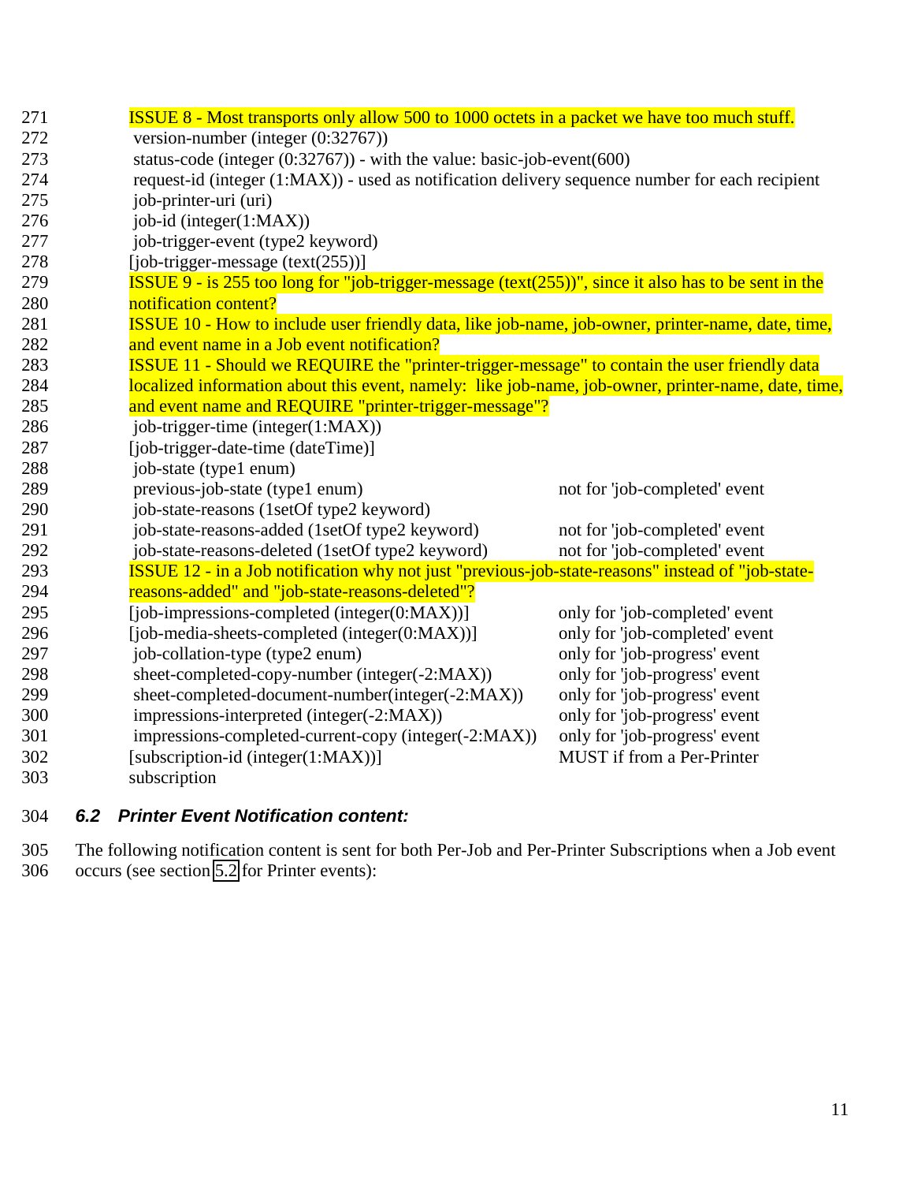ISSUE 8 - Most transports only allow 500 to 1000 octets in a packet we have too much stuff.

version-number (integer (0:32767))
status-code (integer (0:32767)) - with the value: basic-job-event(600)
request-id (integer (1:MAX)) - used as notification delivery sequence number for each recipient
job-printer-uri (uri)
job-id (integer(1:MAX))
job-trigger-event (type2 keyword)
[job-trigger-message (text(255))]

ISSUE 9 - is 255 too long for "job-trigger-message (text(255))", since it also has to be sent in the notification content?

ISSUE 10 - How to include user friendly data, like job-name, job-owner, printer-name, date, time, and event name in a Job event notification?

ISSUE 11 - Should we REQUIRE the "printer-trigger-message" to contain the user friendly data localized information about this event, namely: like job-name, job-owner, printer-name, date, time, and event name and REQUIRE "printer-trigger-message"?

job-trigger-time (integer(1:MAX))
[job-trigger-date-time (dateTime)]
job-state (type1 enum)
previous-job-state (type1 enum) — not for 'job-completed' event
job-state-reasons (1setOf type2 keyword)
job-state-reasons-added (1setOf type2 keyword) — not for 'job-completed' event
job-state-reasons-deleted (1setOf type2 keyword) — not for 'job-completed' event

ISSUE 12 - in a Job notification why not just "previous-job-state-reasons" instead of "job-state-reasons-added" and "job-state-reasons-deleted"?

| | |
|---|---|
| [job-impressions-completed (integer(0:MAX))] | only for 'job-completed' event |
| [job-media-sheets-completed (integer(0:MAX))] | only for 'job-completed' event |
| job-collation-type (type2 enum) | only for 'job-progress' event |
| sheet-completed-copy-number (integer(-2:MAX)) | only for 'job-progress' event |
| sheet-completed-document-number(integer(-2:MAX)) | only for 'job-progress' event |
| impressions-interpreted (integer(-2:MAX)) | only for 'job-progress' event |
| impressions-completed-current-copy (integer(-2:MAX)) | only for 'job-progress' event |
| [subscription-id (integer(1:MAX))] subscription | MUST if from a Per-Printer |

### 6.2 Printer Event Notification content:

The following notification content is sent for both Per-Job and Per-Printer Subscriptions when a Job event occurs (see section 5.2 for Printer events):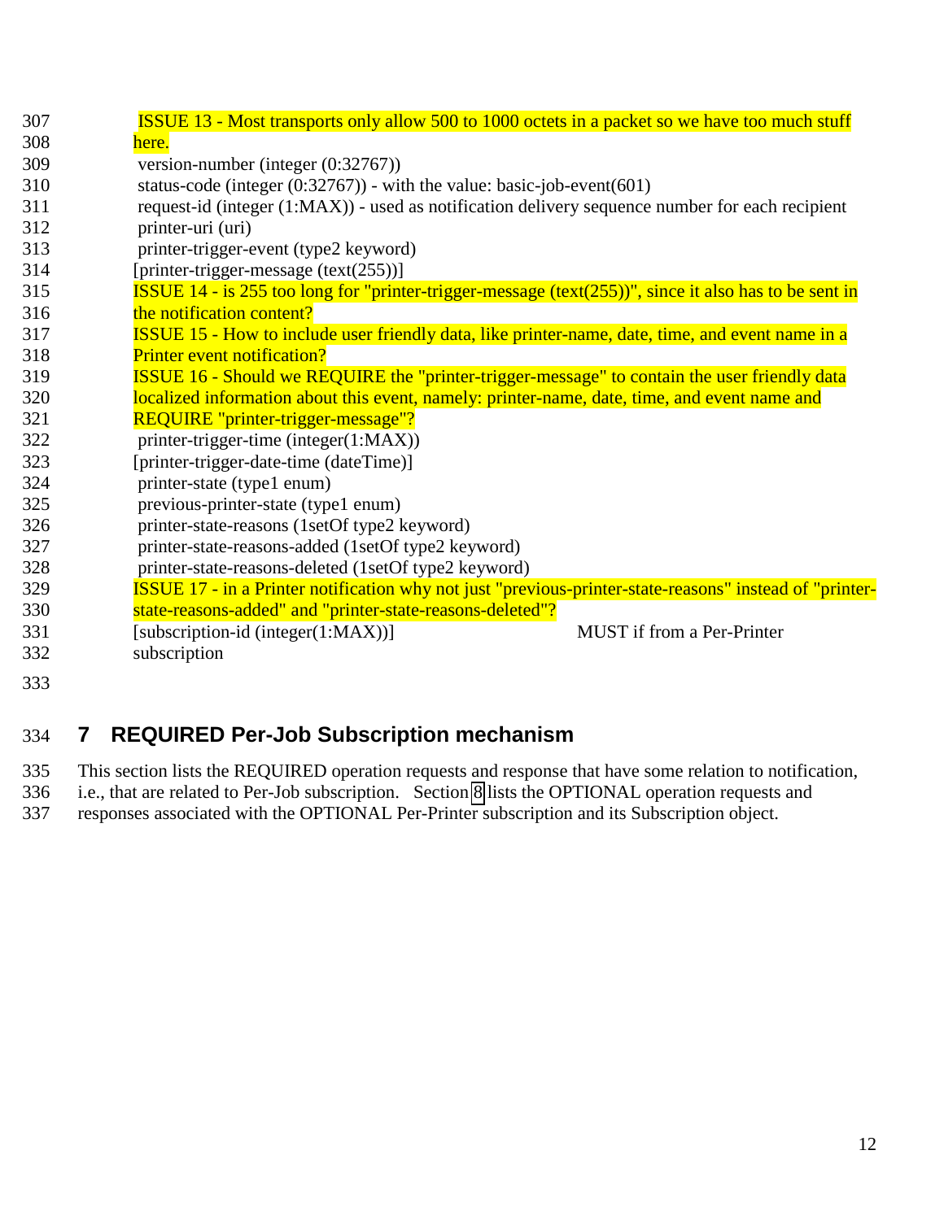ISSUE 13 - Most transports only allow 500 to 1000 octets in a packet so we have too much stuff here.

version-number (integer (0:32767))
status-code (integer (0:32767)) - with the value: basic-job-event(601)
request-id (integer (1:MAX)) - used as notification delivery sequence number for each recipient
printer-uri (uri)
printer-trigger-event (type2 keyword)
[printer-trigger-message (text(255))]

ISSUE 14 - is 255 too long for "printer-trigger-message (text(255))", since it also has to be sent in the notification content?

ISSUE 15 - How to include user friendly data, like printer-name, date, time, and event name in a Printer event notification?

ISSUE 16 - Should we REQUIRE the "printer-trigger-message" to contain the user friendly data localized information about this event, namely: printer-name, date, time, and event name and REQUIRE "printer-trigger-message"?

printer-trigger-time (integer(1:MAX))
[printer-trigger-date-time (dateTime)]
printer-state (type1 enum)
previous-printer-state (type1 enum)
printer-state-reasons (1setOf type2 keyword)
printer-state-reasons-added (1setOf type2 keyword)
printer-state-reasons-deleted (1setOf type2 keyword)

ISSUE 17 - in a Printer notification why not just "previous-printer-state-reasons" instead of "printer-state-reasons-added" and "printer-state-reasons-deleted"?

[subscription-id (integer(1:MAX))] MUST if from a Per-Printer subscription

## 7 REQUIRED Per-Job Subscription mechanism

This section lists the REQUIRED operation requests and response that have some relation to notification, i.e., that are related to Per-Job subscription. Section 8 lists the OPTIONAL operation requests and responses associated with the OPTIONAL Per-Printer subscription and its Subscription object.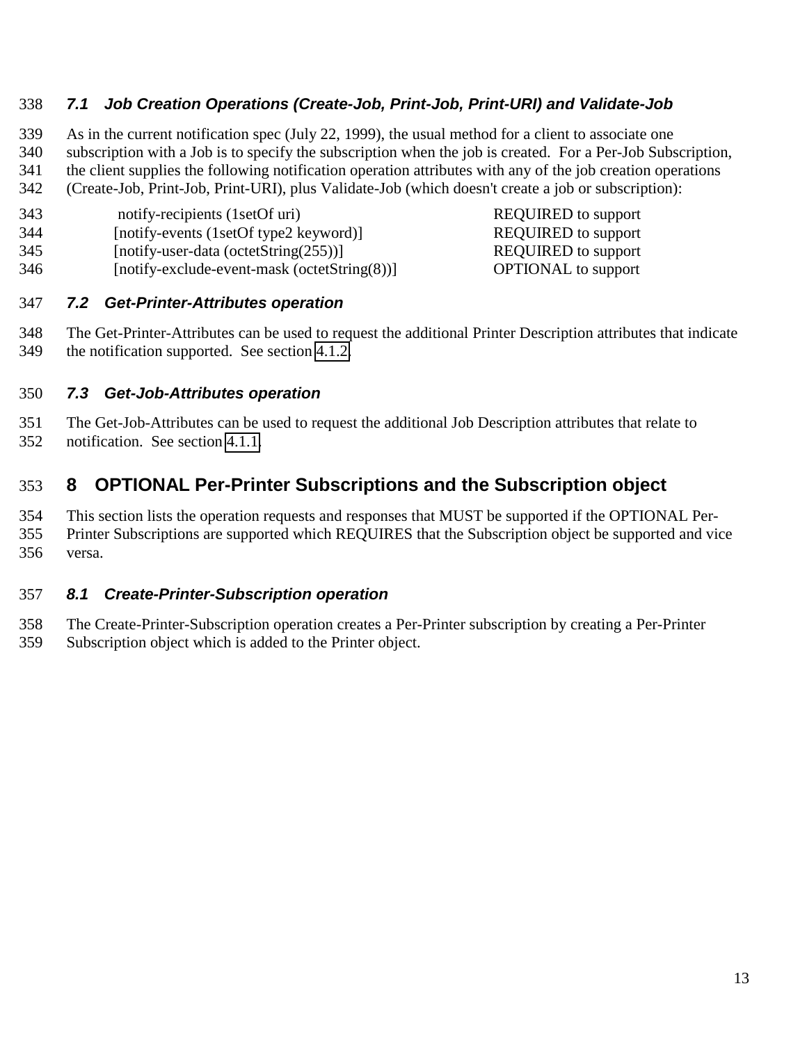### 7.1 Job Creation Operations (Create-Job, Print-Job, Print-URI) and Validate-Job

As in the current notification spec (July 22, 1999), the usual method for a client to associate one subscription with a Job is to specify the subscription when the job is created. For a Per-Job Subscription, the client supplies the following notification operation attributes with any of the job creation operations (Create-Job, Print-Job, Print-URI), plus Validate-Job (which doesn't create a job or subscription):

| | |
|---|---|
| notify-recipients (1setOf uri) | REQUIRED to support |
| [notify-events (1setOf type2 keyword)] | REQUIRED to support |
| [notify-user-data (octetString(255))] | REQUIRED to support |
| [notify-exclude-event-mask (octetString(8))] | OPTIONAL to support |

### 7.2 Get-Printer-Attributes operation

The Get-Printer-Attributes can be used to request the additional Printer Description attributes that indicate the notification supported. See section 4.1.2.

### 7.3 Get-Job-Attributes operation

The Get-Job-Attributes can be used to request the additional Job Description attributes that relate to notification. See section 4.1.1.

## 8 OPTIONAL Per-Printer Subscriptions and the Subscription object

This section lists the operation requests and responses that MUST be supported if the OPTIONAL Per-Printer Subscriptions are supported which REQUIRES that the Subscription object be supported and vice versa.

### 8.1 Create-Printer-Subscription operation

The Create-Printer-Subscription operation creates a Per-Printer subscription by creating a Per-Printer Subscription object which is added to the Printer object.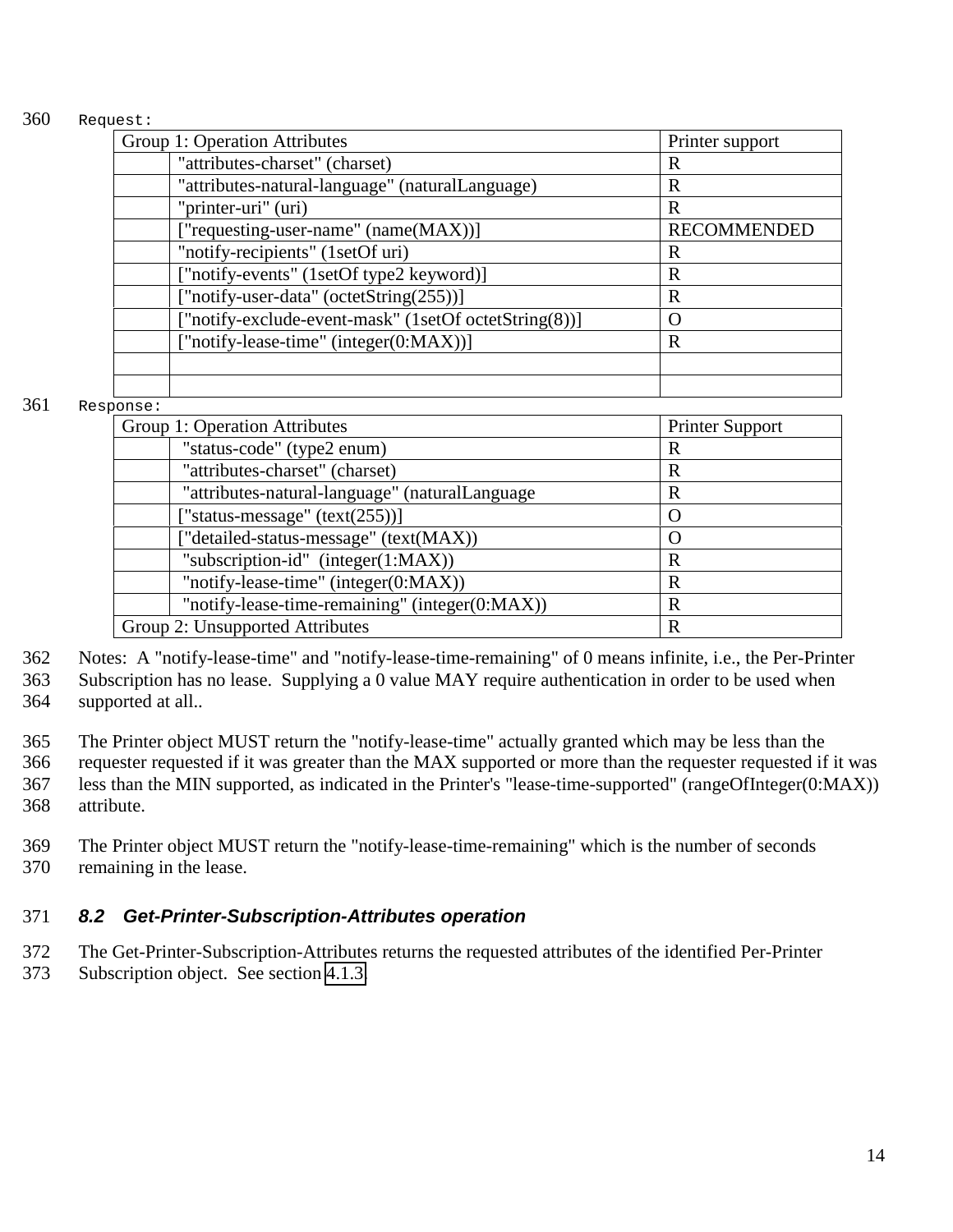Request:

| Group 1: Operation Attributes | | Printer support |
|---|---|---|
| | "attributes-charset" (charset) | R |
| | "attributes-natural-language" (naturalLanguage) | R |
| | "printer-uri" (uri) | R |
| | ["requesting-user-name" (name(MAX))] | RECOMMENDED |
| | "notify-recipients" (1setOf uri) | R |
| | ["notify-events" (1setOf type2 keyword)] | R |
| | ["notify-user-data" (octetString(255))] | R |
| | ["notify-exclude-event-mask" (1setOf octetString(8))] | O |
| | ["notify-lease-time" (integer(0:MAX))] | R |
| | | |
| | | |

Response:

| Group 1: Operation Attributes | | Printer Support |
|---|---|---|
| | "status-code" (type2 enum) | R |
| | "attributes-charset" (charset) | R |
| | "attributes-natural-language" (naturalLanguage | R |
| | ["status-message" (text(255))] | O |
| | ["detailed-status-message" (text(MAX)) | O |
| | "subscription-id" (integer(1:MAX)) | R |
| | "notify-lease-time" (integer(0:MAX)) | R |
| | "notify-lease-time-remaining" (integer(0:MAX)) | R |
| Group 2: Unsupported Attributes | | R |

Notes: A "notify-lease-time" and "notify-lease-time-remaining" of 0 means infinite, i.e., the Per-Printer Subscription has no lease. Supplying a 0 value MAY require authentication in order to be used when supported at all..

The Printer object MUST return the "notify-lease-time" actually granted which may be less than the requester requested if it was greater than the MAX supported or more than the requester requested if it was less than the MIN supported, as indicated in the Printer's "lease-time-supported" (rangeOfInteger(0:MAX)) attribute.

The Printer object MUST return the "notify-lease-time-remaining" which is the number of seconds remaining in the lease.

### *8.2 Get-Printer-Subscription-Attributes operation*

The Get-Printer-Subscription-Attributes returns the requested attributes of the identified Per-Printer Subscription object. See section 4.1.3.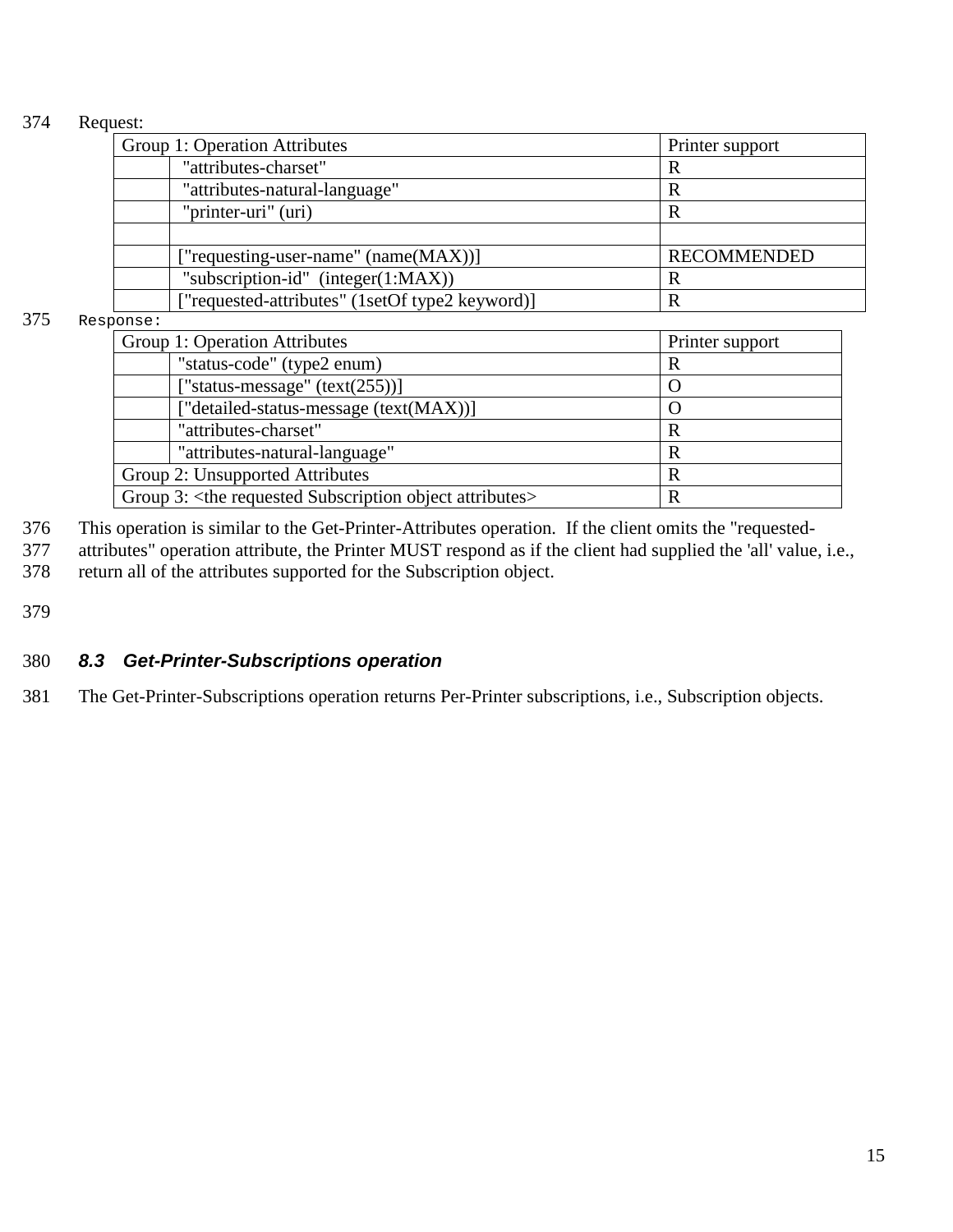Request:

| Group 1: Operation Attributes | | Printer support |
|---|---|---|
| | "attributes-charset" | R |
| | "attributes-natural-language" | R |
| | "printer-uri" (uri) | R |
| | | |
| | ["requesting-user-name" (name(MAX))] | RECOMMENDED |
| | "subscription-id" (integer(1:MAX)) | R |
| | ["requested-attributes" (1setOf type2 keyword)] | R |

Response:

| Group 1: Operation Attributes | | Printer support |
|---|---|---|
| | "status-code" (type2 enum) | R |
| | ["status-message" (text(255))] | O |
| | ["detailed-status-message (text(MAX))] | O |
| | "attributes-charset" | R |
| | "attributes-natural-language" | R |
| Group 2: Unsupported Attributes | | R |
| Group 3: <the requested Subscription object attributes> | | R |

This operation is similar to the Get-Printer-Attributes operation. If the client omits the "requested-attributes" operation attribute, the Printer MUST respond as if the client had supplied the 'all' value, i.e., return all of the attributes supported for the Subscription object.

### 8.3 Get-Printer-Subscriptions operation

The Get-Printer-Subscriptions operation returns Per-Printer subscriptions, i.e., Subscription objects.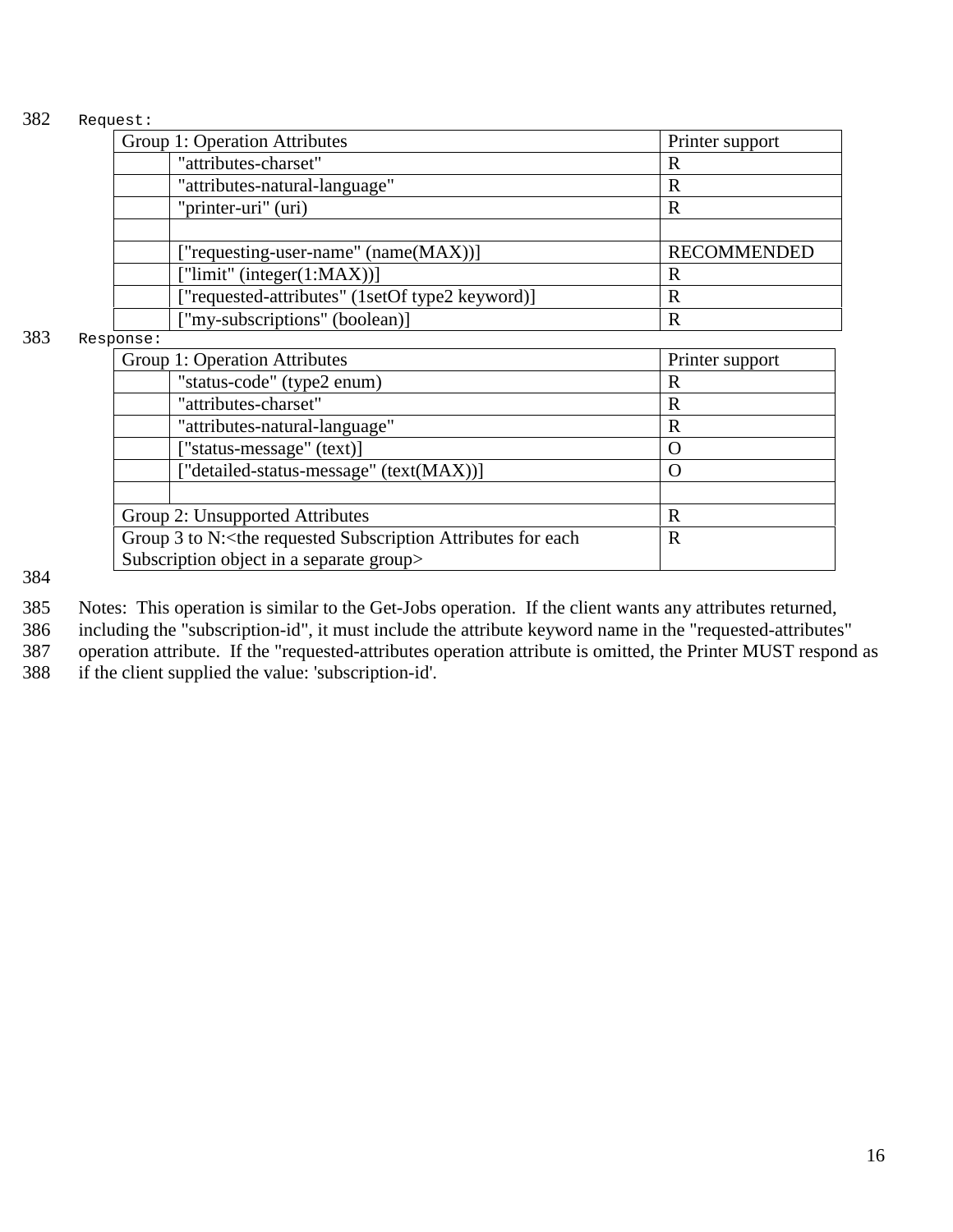Request:

| Group 1: Operation Attributes | | Printer support |
|---|---|---|
| | "attributes-charset" | R |
| | "attributes-natural-language" | R |
| | "printer-uri" (uri) | R |
| | | |
| | ["requesting-user-name" (name(MAX))] | RECOMMENDED |
| | ["limit" (integer(1:MAX))] | R |
| | ["requested-attributes" (1setOf type2 keyword)] | R |
| | ["my-subscriptions" (boolean)] | R |

Response:

| Group 1: Operation Attributes | | Printer support |
|---|---|---|
| | "status-code" (type2 enum) | R |
| | "attributes-charset" | R |
| | "attributes-natural-language" | R |
| | ["status-message" (text)] | O |
| | ["detailed-status-message" (text(MAX))] | O |
| | | |
| Group 2: Unsupported Attributes | | R |
| Group 3 to N:<the requested Subscription Attributes for each Subscription object in a separate group> | | R |

Notes: This operation is similar to the Get-Jobs operation. If the client wants any attributes returned, including the "subscription-id", it must include the attribute keyword name in the "requested-attributes" operation attribute. If the "requested-attributes operation attribute is omitted, the Printer MUST respond as if the client supplied the value: 'subscription-id'.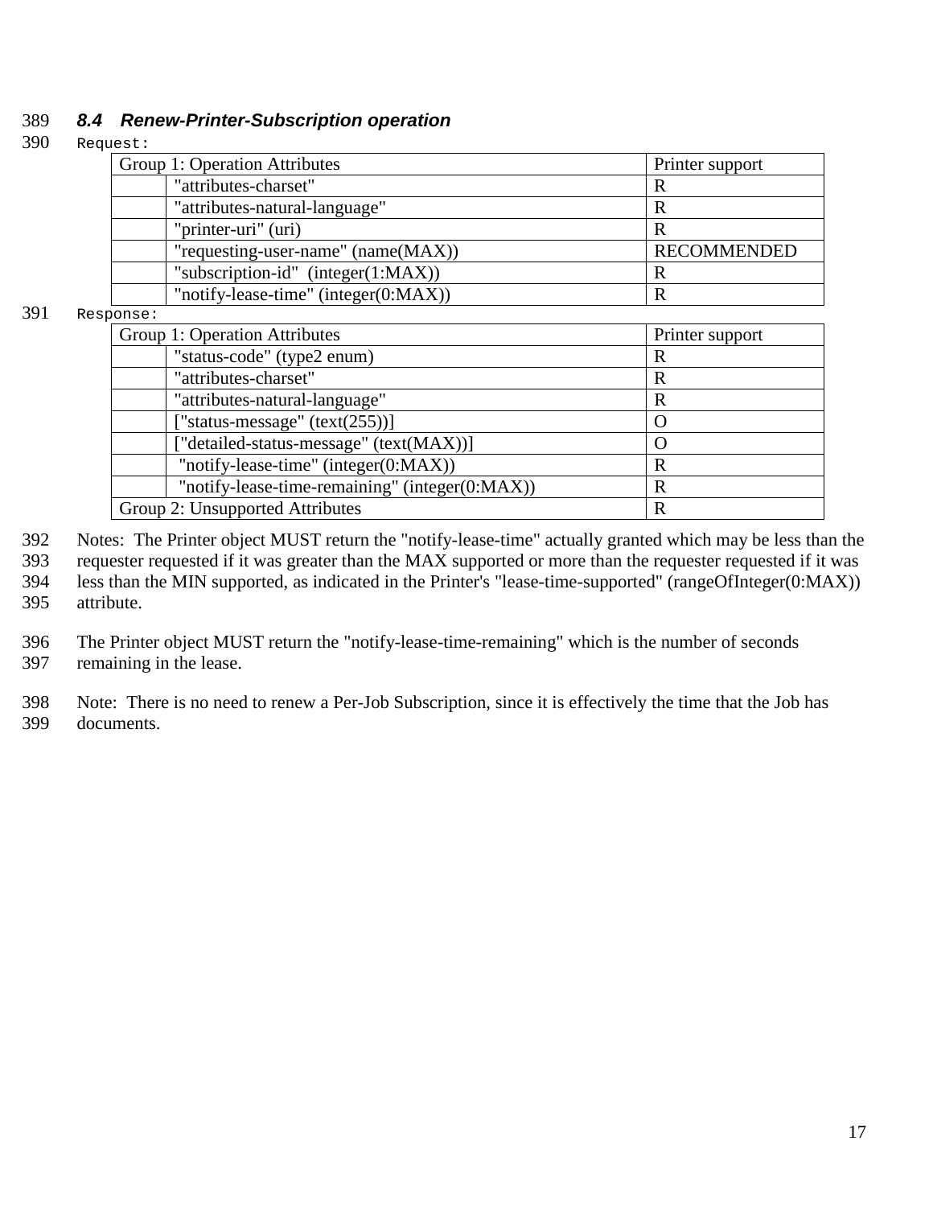### 8.4 Renew-Printer-Subscription operation

Request:

| Group 1: Operation Attributes | | Printer support |
|---|---|---|
| | "attributes-charset" | R |
| | "attributes-natural-language" | R |
| | "printer-uri" (uri) | R |
| | "requesting-user-name" (name(MAX)) | RECOMMENDED |
| | "subscription-id" (integer(1:MAX)) | R |
| | "notify-lease-time" (integer(0:MAX)) | R |

Response:

| Group 1: Operation Attributes | | Printer support |
|---|---|---|
| | "status-code" (type2 enum) | R |
| | "attributes-charset" | R |
| | "attributes-natural-language" | R |
| | ["status-message" (text(255))] | O |
| | ["detailed-status-message" (text(MAX))] | O |
| | "notify-lease-time" (integer(0:MAX)) | R |
| | "notify-lease-time-remaining" (integer(0:MAX)) | R |
| Group 2: Unsupported Attributes | | R |

Notes: The Printer object MUST return the "notify-lease-time" actually granted which may be less than the requester requested if it was greater than the MAX supported or more than the requester requested if it was less than the MIN supported, as indicated in the Printer's "lease-time-supported" (rangeOfInteger(0:MAX)) attribute.

The Printer object MUST return the "notify-lease-time-remaining" which is the number of seconds remaining in the lease.

Note: There is no need to renew a Per-Job Subscription, since it is effectively the time that the Job has documents.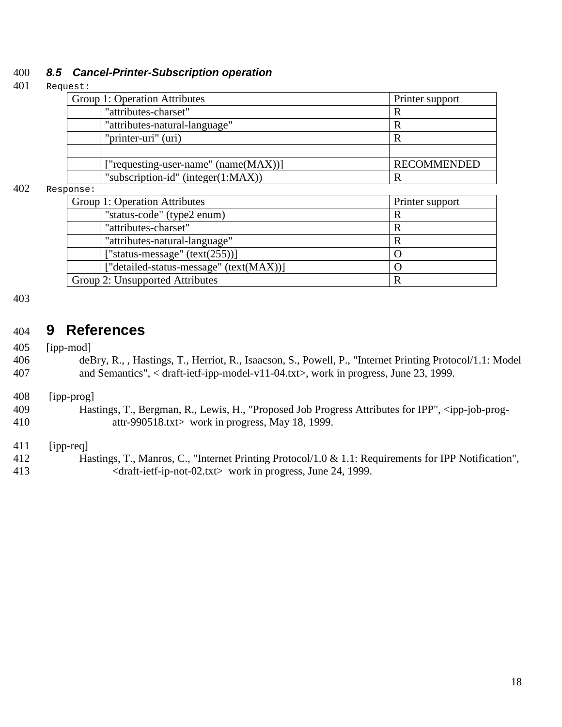### 8.5 Cancel-Printer-Subscription operation

Request:

| Group 1: Operation Attributes | | Printer support |
|---|---|---|
| | "attributes-charset" | R |
| | "attributes-natural-language" | R |
| | "printer-uri" (uri) | R |
| | | |
| | ["requesting-user-name" (name(MAX))] | RECOMMENDED |
| | "subscription-id" (integer(1:MAX)) | R |

Response:

| Group 1: Operation Attributes | | Printer support |
|---|---|---|
| | "status-code" (type2 enum) | R |
| | "attributes-charset" | R |
| | "attributes-natural-language" | R |
| | ["status-message" (text(255))] | O |
| | ["detailed-status-message" (text(MAX))] | O |
| Group 2: Unsupported Attributes | | R |

# 9 References

[ipp-mod]
deBry, R., , Hastings, T., Herriot, R., Isaacson, S., Powell, P., "Internet Printing Protocol/1.1: Model and Semantics", < draft-ietf-ipp-model-v11-04.txt>, work in progress, June 23, 1999.

[ipp-prog]
Hastings, T., Bergman, R., Lewis, H., "Proposed Job Progress Attributes for IPP", <ipp-job-prog-attr-990518.txt> work in progress, May 18, 1999.

[ipp-req]
Hastings, T., Manros, C., "Internet Printing Protocol/1.0 & 1.1: Requirements for IPP Notification", <draft-ietf-ip-not-02.txt> work in progress, June 24, 1999.